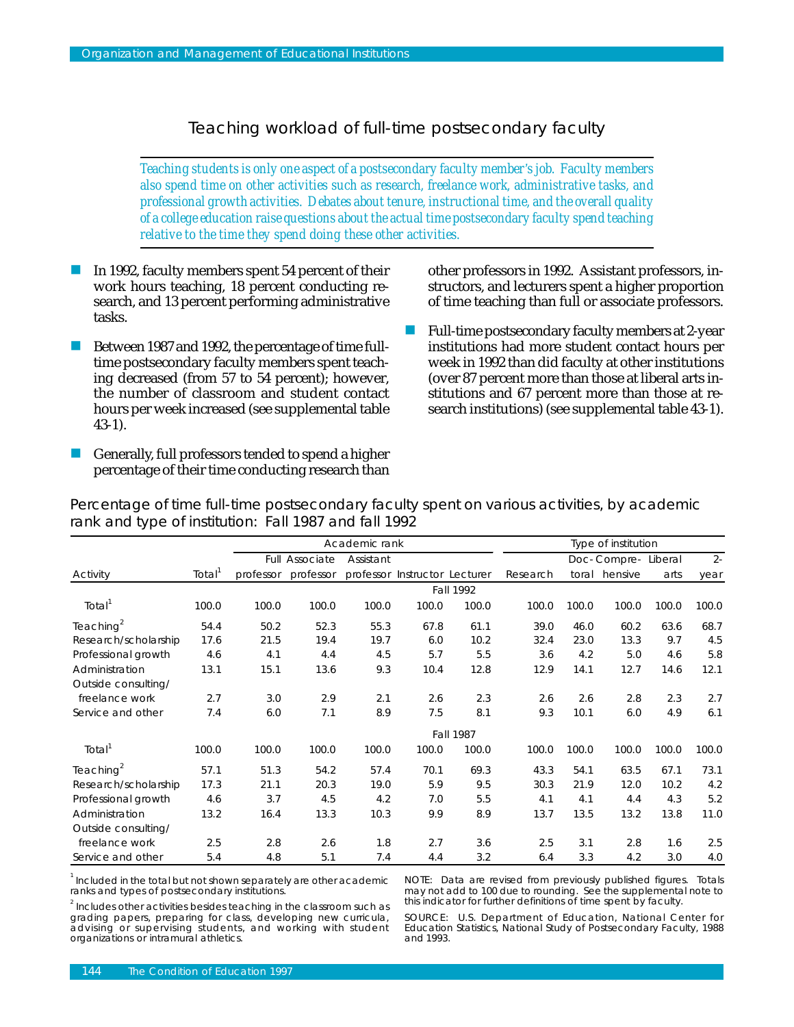## Teaching workload of full-time postsecondary faculty

*Teaching students is only one aspect of a postsecondary faculty member's job. Faculty members also spend time on other activities such as research, freelance work, administrative tasks, and professional growth activities. Debates about tenure, instructional time, and the overall quality of a college education raise questions about the actual time postsecondary faculty spend teaching relative to the time they spend doing these other activities.*

- In 1992, faculty members spent 54 percent of their work hours teaching, 18 percent conducting research, and 13 percent performing administrative tasks.
- Between 1987 and 1992, the percentage of time full-time postsecondary faculty members spent teaching decreased (from 57 to 54 percent); however, the number of classroom and student contact hours per week increased (see supplemental table 43-1).
- Generally, full professors tended to spend a higher percentage of their time conducting research than other professors in 1992. Assistant professors, instructors, and lecturers spent a higher proportion of time teaching than full or associate professors.
- Full-time postsecondary faculty members at 2-year institutions had more student contact hours per week in 1992 than did faculty at other institutions (over 87 percent more than those at liberal arts institutions and 67 percent more than those at research institutions) (see supplemental table 43-1).

Percentage of time full-time postsecondary faculty spent on various activities, by academic rank and type of institution: Fall 1987 and fall 1992

| | | Academic rank | | | | | Type of institution | | | | |
|---|---|---|---|---|---|---|---|---|---|---|---|
| Activity | Total[1] | Full professor | Associate professor | Assistant professor | Instructor | Lecturer | Research | Doctoral | Comprehensive | Liberal arts | 2-year |
| | | | | | Fall 1992 | | | | | | |
| Total[1] | 100.0 | 100.0 | 100.0 | 100.0 | 100.0 | 100.0 | 100.0 | 100.0 | 100.0 | 100.0 | 100.0 |
| Teaching[2] | 54.4 | 50.2 | 52.3 | 55.3 | 67.8 | 61.1 | 39.0 | 46.0 | 60.2 | 63.6 | 68.7 |
| Research/scholarship | 17.6 | 21.5 | 19.4 | 19.7 | 6.0 | 10.2 | 32.4 | 23.0 | 13.3 | 9.7 | 4.5 |
| Professional growth | 4.6 | 4.1 | 4.4 | 4.5 | 5.7 | 5.5 | 3.6 | 4.2 | 5.0 | 4.6 | 5.8 |
| Administration | 13.1 | 15.1 | 13.6 | 9.3 | 10.4 | 12.8 | 12.9 | 14.1 | 12.7 | 14.6 | 12.1 |
| Outside consulting/ freelance work | 2.7 | 3.0 | 2.9 | 2.1 | 2.6 | 2.3 | 2.6 | 2.6 | 2.8 | 2.3 | 2.7 |
| Service and other | 7.4 | 6.0 | 7.1 | 8.9 | 7.5 | 8.1 | 9.3 | 10.1 | 6.0 | 4.9 | 6.1 |
| | | | | | Fall 1987 | | | | | | |
| Total[1] | 100.0 | 100.0 | 100.0 | 100.0 | 100.0 | 100.0 | 100.0 | 100.0 | 100.0 | 100.0 | 100.0 |
| Teaching[2] | 57.1 | 51.3 | 54.2 | 57.4 | 70.1 | 69.3 | 43.3 | 54.1 | 63.5 | 67.1 | 73.1 |
| Research/scholarship | 17.3 | 21.1 | 20.3 | 19.0 | 5.9 | 9.5 | 30.3 | 21.9 | 12.0 | 10.2 | 4.2 |
| Professional growth | 4.6 | 3.7 | 4.5 | 4.2 | 7.0 | 5.5 | 4.1 | 4.1 | 4.4 | 4.3 | 5.2 |
| Administration | 13.2 | 16.4 | 13.3 | 10.3 | 9.9 | 8.9 | 13.7 | 13.5 | 13.2 | 13.8 | 11.0 |
| Outside consulting/ freelance work | 2.5 | 2.8 | 2.6 | 1.8 | 2.7 | 3.6 | 2.5 | 3.1 | 2.8 | 1.6 | 2.5 |
| Service and other | 5.4 | 4.8 | 5.1 | 7.4 | 4.4 | 3.2 | 6.4 | 3.3 | 4.2 | 3.0 | 4.0 |

[1] Included in the total but not shown separately are other academic ranks and types of postsecondary institutions.

[2] Includes other activities besides teaching in the classroom such as grading papers, preparing for class, developing new curricula, advising or supervising students, and working with student organizations or intramural athletics.

NOTE: Data are revised from previously published figures. Totals may not add to 100 due to rounding. See the supplemental note to this indicator for further definitions of time spent by faculty.

SOURCE: U.S. Department of Education, National Center for Education Statistics, National Study of Postsecondary Faculty, 1988 and 1993.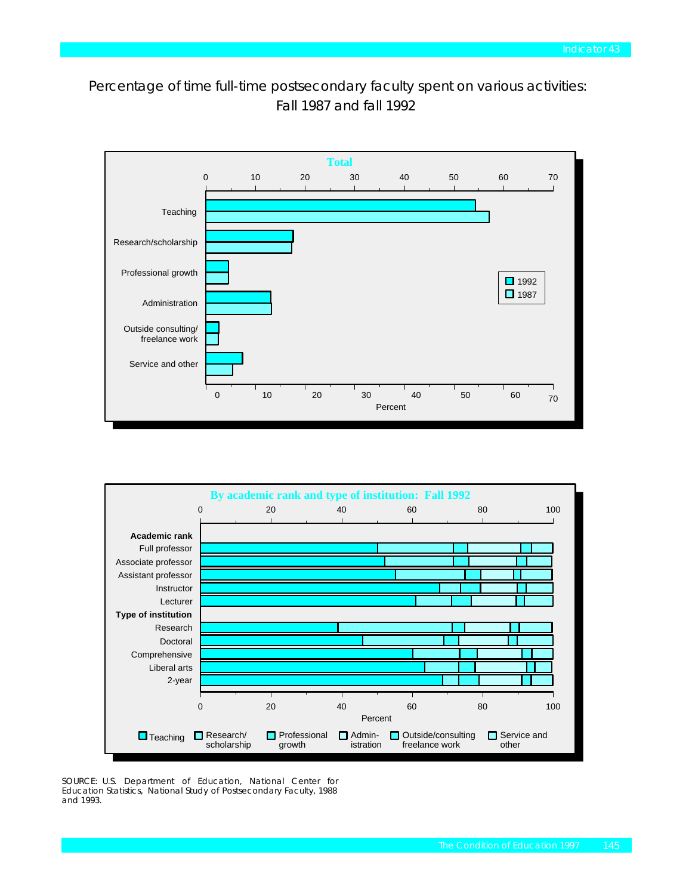Percentage of time full-time postsecondary faculty spent on various activities: Fall 1987 and fall 1992

**Total**

Teaching

Research/scholarship

Professional growth

Administration

Outside consulting/ freelance work

Service and other

1992

1987

Percent

**By academic rank and type of institution: Fall 1992**

**Academic rank**

Full professor

Associate professor

Assistant professor

Instructor

Lecturer

**Type of institution**

Research

Doctoral

Comprehensive

Liberal arts

2-year

Percent

Teaching | Research/ scholarship | Professional growth | Admin- istration | Outside/consulting freelance work | Service and other

SOURCE: U.S. Department of Education, National Center for Education Statistics, National Study of Postsecondary Faculty, 1988 and 1993.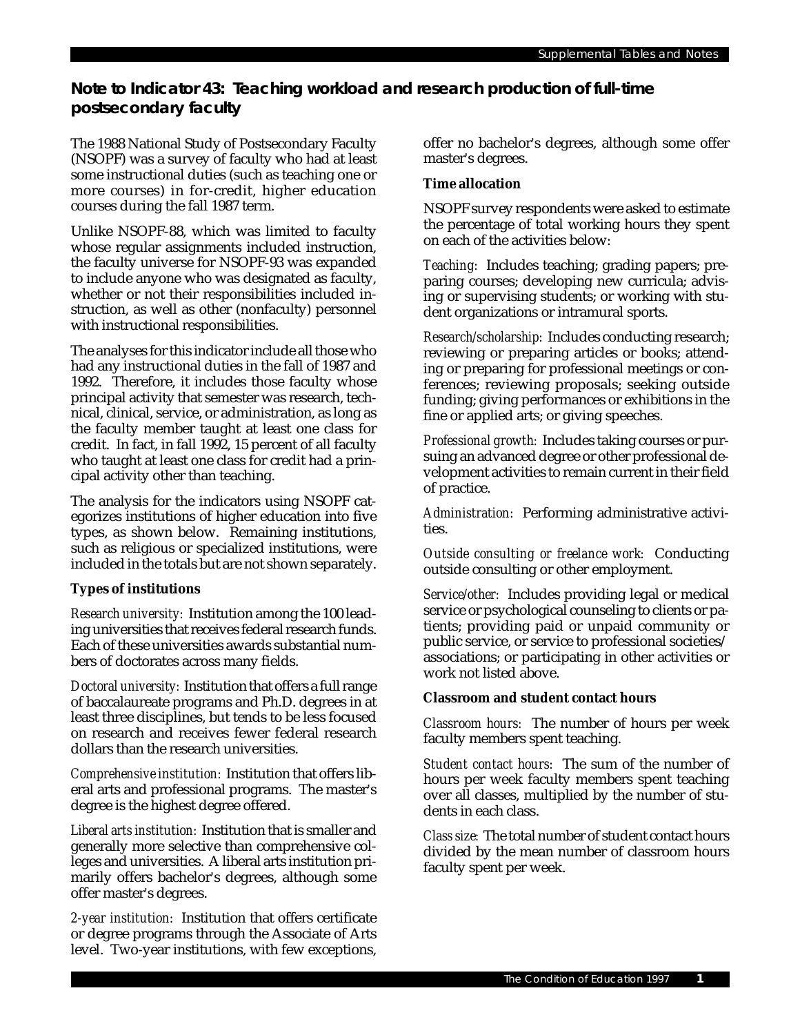## Note to Indicator 43: Teaching workload and research production of full-time postsecondary faculty

The 1988 National Study of Postsecondary Faculty (NSOPF) was a survey of faculty who had at least some instructional duties (such as teaching one or more courses) in for-credit, higher education courses during the fall 1987 term.

Unlike NSOPF-88, which was limited to faculty whose regular assignments included instruction, the faculty universe for NSOPF-93 was expanded to include anyone who was designated as faculty, whether or not their responsibilities included instruction, as well as other (nonfaculty) personnel with instructional responsibilities.

The analyses for this indicator include all those who had any instructional duties in the fall of 1987 and 1992. Therefore, it includes those faculty whose principal activity that semester was research, technical, clinical, service, or administration, as long as the faculty member taught at least one class for credit. In fact, in fall 1992, 15 percent of all faculty who taught at least one class for credit had a principal activity other than teaching.

The analysis for the indicators using NSOPF categorizes institutions of higher education into five types, as shown below. Remaining institutions, such as religious or specialized institutions, were included in the totals but are not shown separately.

**Types of institutions**

*Research university:* Institution among the 100 leading universities that receives federal research funds. Each of these universities awards substantial numbers of doctorates across many fields.

*Doctoral university:* Institution that offers a full range of baccalaureate programs and Ph.D. degrees in at least three disciplines, but tends to be less focused on research and receives fewer federal research dollars than the research universities.

*Comprehensive institution:* Institution that offers liberal arts and professional programs. The master's degree is the highest degree offered.

*Liberal arts institution:* Institution that is smaller and generally more selective than comprehensive colleges and universities. A liberal arts institution primarily offers bachelor's degrees, although some offer master's degrees.

*2-year institution:* Institution that offers certificate or degree programs through the Associate of Arts level. Two-year institutions, with few exceptions, offer no bachelor's degrees, although some offer master's degrees.

**Time allocation**

NSOPF survey respondents were asked to estimate the percentage of total working hours they spent on each of the activities below:

*Teaching:* Includes teaching; grading papers; preparing courses; developing new curricula; advising or supervising students; or working with student organizations or intramural sports.

*Research/scholarship:* Includes conducting research; reviewing or preparing articles or books; attending or preparing for professional meetings or conferences; reviewing proposals; seeking outside funding; giving performances or exhibitions in the fine or applied arts; or giving speeches.

*Professional growth:* Includes taking courses or pursuing an advanced degree or other professional development activities to remain current in their field of practice.

*Administration:* Performing administrative activities.

*Outside consulting or freelance work:* Conducting outside consulting or other employment.

*Service/other:* Includes providing legal or medical service or psychological counseling to clients or patients; providing paid or unpaid community or public service, or service to professional societies/associations; or participating in other activities or work not listed above.

**Classroom and student contact hours**

*Classroom hours:* The number of hours per week faculty members spent teaching.

*Student contact hours:* The sum of the number of hours per week faculty members spent teaching over all classes, multiplied by the number of students in each class.

*Class size:* The total number of student contact hours divided by the mean number of classroom hours faculty spent per week.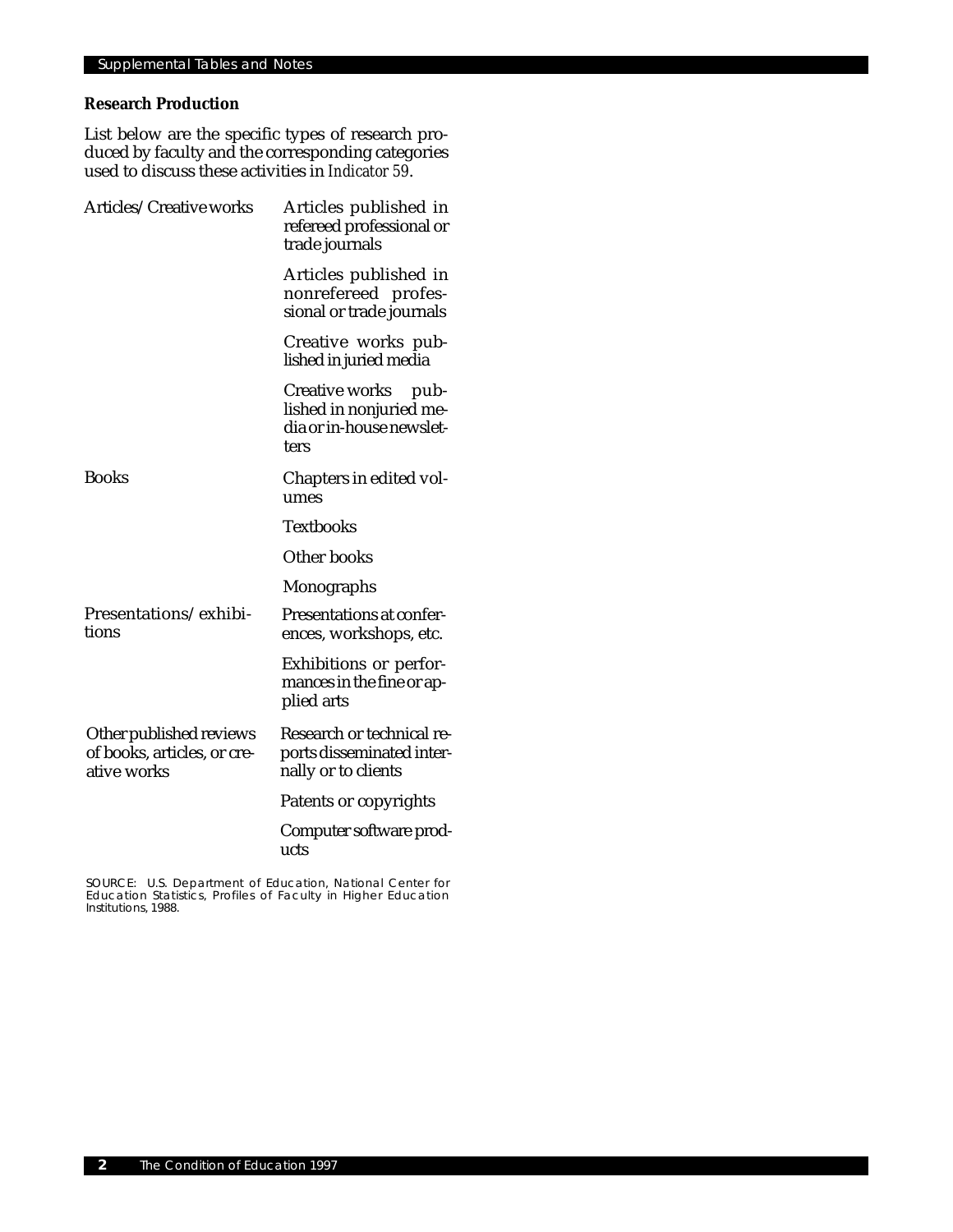### Research Production

List below are the specific types of research produced by faculty and the corresponding categories used to discuss these activities in *Indicator 59*.

| | |
|---|---|
| Articles/Creative works | Articles published in refereed professional or trade journals |
| | Articles published in nonrefereed professional or trade journals |
| | Creative works published in juried media |
| | Creative works published in nonjuried media or in-house newsletters |
| Books | Chapters in edited volumes |
| | Textbooks |
| | Other books |
| | Monographs |
| Presentations/exhibitions | Presentations at conferences, workshops, etc. |
| | Exhibitions or performances in the fine or applied arts |
| Other published reviews of books, articles, or creative works | Research or technical reports disseminated internally or to clients |
| | Patents or copyrights |
| | Computer software products |

SOURCE: U.S. Department of Education, National Center for Education Statistics, Profiles of Faculty in Higher Education Institutions, 1988.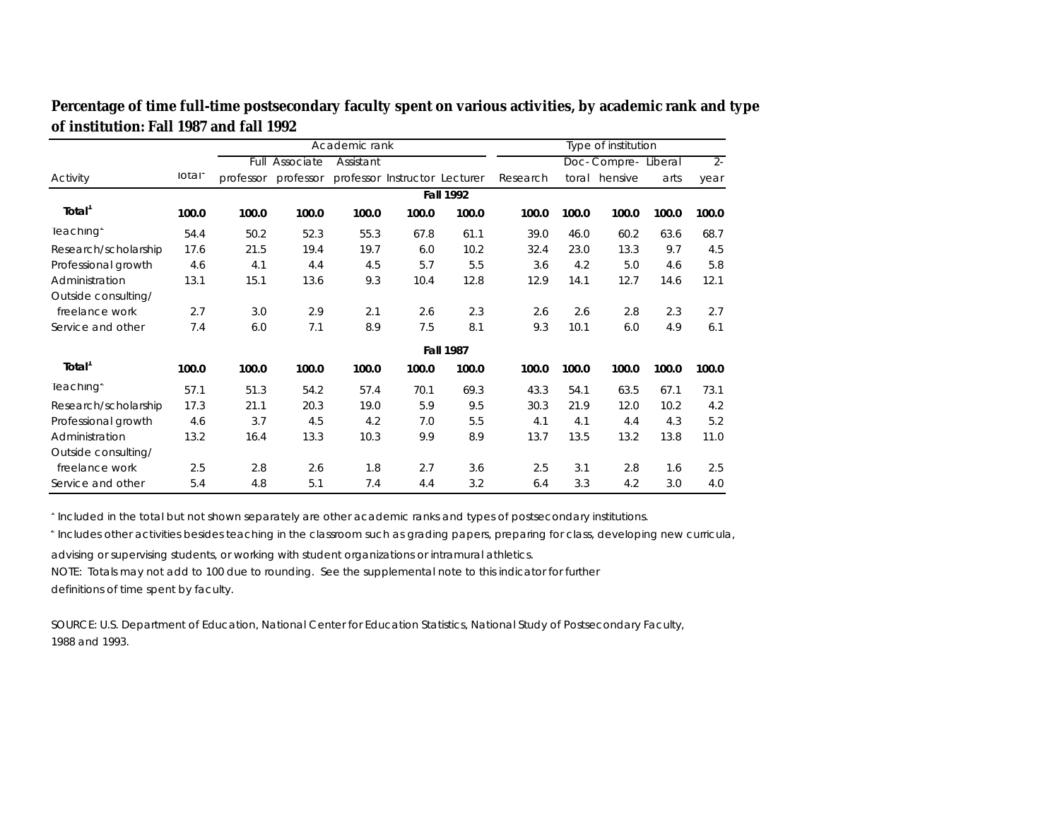**Percentage of time full-time postsecondary faculty spent on various activities, by academic rank and type of institution: Fall 1987 and fall 1992**

| Activity | Total[1] | Academic rank | | | | | Type of institution | | | | |
|---|---|---|---|---|---|---|---|---|---|---|---|
| | | Full professor | Associate professor | Assistant professor | Instructor | Lecturer | Research | Doc-toral | Compre-hensive | Liberal arts | 2-year |
| | | | | | | **Fall 1992** | | | | | |
| **Total[1]** | **100.0** | **100.0** | **100.0** | **100.0** | **100.0** | **100.0** | **100.0** | **100.0** | **100.0** | **100.0** | **100.0** |
| Teaching[2] | 54.4 | 50.2 | 52.3 | 55.3 | 67.8 | 61.1 | 39.0 | 46.0 | 60.2 | 63.6 | 68.7 |
| Research/scholarship | 17.6 | 21.5 | 19.4 | 19.7 | 6.0 | 10.2 | 32.4 | 23.0 | 13.3 | 9.7 | 4.5 |
| Professional growth | 4.6 | 4.1 | 4.4 | 4.5 | 5.7 | 5.5 | 3.6 | 4.2 | 5.0 | 4.6 | 5.8 |
| Administration | 13.1 | 15.1 | 13.6 | 9.3 | 10.4 | 12.8 | 12.9 | 14.1 | 12.7 | 14.6 | 12.1 |
| Outside consulting/ freelance work | 2.7 | 3.0 | 2.9 | 2.1 | 2.6 | 2.3 | 2.6 | 2.6 | 2.8 | 2.3 | 2.7 |
| Service and other | 7.4 | 6.0 | 7.1 | 8.9 | 7.5 | 8.1 | 9.3 | 10.1 | 6.0 | 4.9 | 6.1 |
| | | | | | | **Fall 1987** | | | | | |
| **Total[1]** | **100.0** | **100.0** | **100.0** | **100.0** | **100.0** | **100.0** | **100.0** | **100.0** | **100.0** | **100.0** | **100.0** |
| Teaching[2] | 57.1 | 51.3 | 54.2 | 57.4 | 70.1 | 69.3 | 43.3 | 54.1 | 63.5 | 67.1 | 73.1 |
| Research/scholarship | 17.3 | 21.1 | 20.3 | 19.0 | 5.9 | 9.5 | 30.3 | 21.9 | 12.0 | 10.2 | 4.2 |
| Professional growth | 4.6 | 3.7 | 4.5 | 4.2 | 7.0 | 5.5 | 4.1 | 4.1 | 4.4 | 4.3 | 5.2 |
| Administration | 13.2 | 16.4 | 13.3 | 10.3 | 9.9 | 8.9 | 13.7 | 13.5 | 13.2 | 13.8 | 11.0 |
| Outside consulting/ freelance work | 2.5 | 2.8 | 2.6 | 1.8 | 2.7 | 3.6 | 2.5 | 3.1 | 2.8 | 1.6 | 2.5 |
| Service and other | 5.4 | 4.8 | 5.1 | 7.4 | 4.4 | 3.2 | 6.4 | 3.3 | 4.2 | 3.0 | 4.0 |

[1] Included in the total but not shown separately are other academic ranks and types of postsecondary institutions.

[2] Includes other activities besides teaching in the classroom such as grading papers, preparing for class, developing new curricula, advising or supervising students, or working with student organizations or intramural athletics.

NOTE: Totals may not add to 100 due to rounding. See the supplemental note to this indicator for further definitions of time spent by faculty.

SOURCE: U.S. Department of Education, National Center for Education Statistics, National Study of Postsecondary Faculty, 1988 and 1993.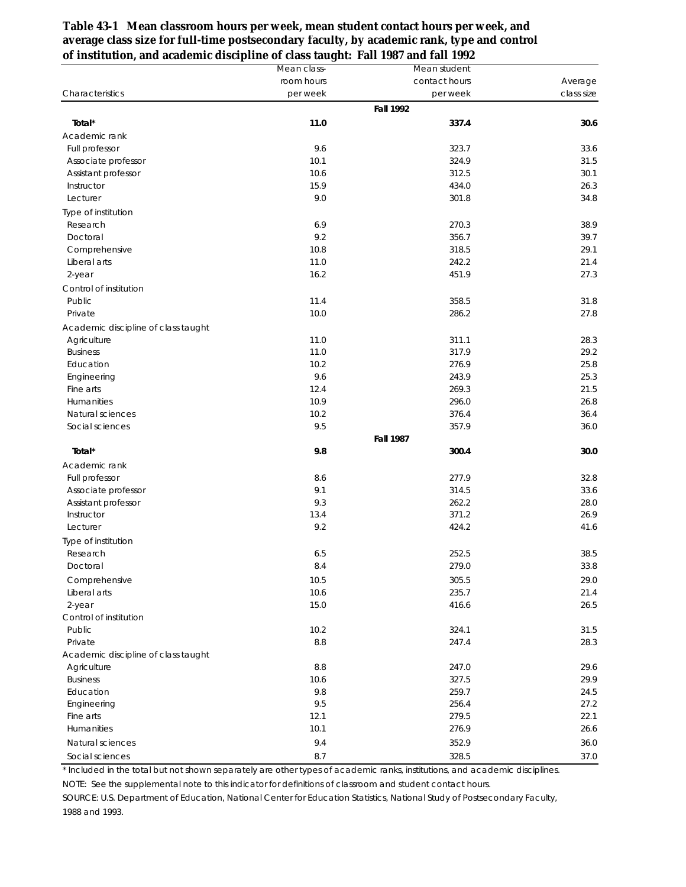**Table 43-1 Mean classroom hours per week, mean student contact hours per week, and average class size for full-time postsecondary faculty, by academic rank, type and control of institution, and academic discipline of class taught: Fall 1987 and fall 1992**

| Characteristics | Mean class-room hours per week | Mean student contact hours per week | Average class size |
|---|---|---|---|
| | | **Fall 1992** | |
| **Total*** | **11.0** | **337.4** | **30.6** |
| Academic rank | | | |
| Full professor | 9.6 | 323.7 | 33.6 |
| Associate professor | 10.1 | 324.9 | 31.5 |
| Assistant professor | 10.6 | 312.5 | 30.1 |
| Instructor | 15.9 | 434.0 | 26.3 |
| Lecturer | 9.0 | 301.8 | 34.8 |
| Type of institution | | | |
| Research | 6.9 | 270.3 | 38.9 |
| Doctoral | 9.2 | 356.7 | 39.7 |
| Comprehensive | 10.8 | 318.5 | 29.1 |
| Liberal arts | 11.0 | 242.2 | 21.4 |
| 2-year | 16.2 | 451.9 | 27.3 |
| Control of institution | | | |
| Public | 11.4 | 358.5 | 31.8 |
| Private | 10.0 | 286.2 | 27.8 |
| Academic discipline of class taught | | | |
| Agriculture | 11.0 | 311.1 | 28.3 |
| Business | 11.0 | 317.9 | 29.2 |
| Education | 10.2 | 276.9 | 25.8 |
| Engineering | 9.6 | 243.9 | 25.3 |
| Fine arts | 12.4 | 269.3 | 21.5 |
| Humanities | 10.9 | 296.0 | 26.8 |
| Natural sciences | 10.2 | 376.4 | 36.4 |
| Social sciences | 9.5 | 357.9 | 36.0 |
| | | **Fall 1987** | |
| **Total*** | **9.8** | **300.4** | **30.0** |
| Academic rank | | | |
| Full professor | 8.6 | 277.9 | 32.8 |
| Associate professor | 9.1 | 314.5 | 33.6 |
| Assistant professor | 9.3 | 262.2 | 28.0 |
| Instructor | 13.4 | 371.2 | 26.9 |
| Lecturer | 9.2 | 424.2 | 41.6 |
| Type of institution | | | |
| Research | 6.5 | 252.5 | 38.5 |
| Doctoral | 8.4 | 279.0 | 33.8 |
| Comprehensive | 10.5 | 305.5 | 29.0 |
| Liberal arts | 10.6 | 235.7 | 21.4 |
| 2-year | 15.0 | 416.6 | 26.5 |
| Control of institution | | | |
| Public | 10.2 | 324.1 | 31.5 |
| Private | 8.8 | 247.4 | 28.3 |
| Academic discipline of class taught | | | |
| Agriculture | 8.8 | 247.0 | 29.6 |
| Business | 10.6 | 327.5 | 29.9 |
| Education | 9.8 | 259.7 | 24.5 |
| Engineering | 9.5 | 256.4 | 27.2 |
| Fine arts | 12.1 | 279.5 | 22.1 |
| Humanities | 10.1 | 276.9 | 26.6 |
| Natural sciences | 9.4 | 352.9 | 36.0 |
| Social sciences | 8.7 | 328.5 | 37.0 |

* Included in the total but not shown separately are other types of academic ranks, institutions, and academic disciplines.

NOTE: See the supplemental note to this indicator for definitions of classroom and student contact hours.

SOURCE: U.S. Department of Education, National Center for Education Statistics, National Study of Postsecondary Faculty, 1988 and 1993.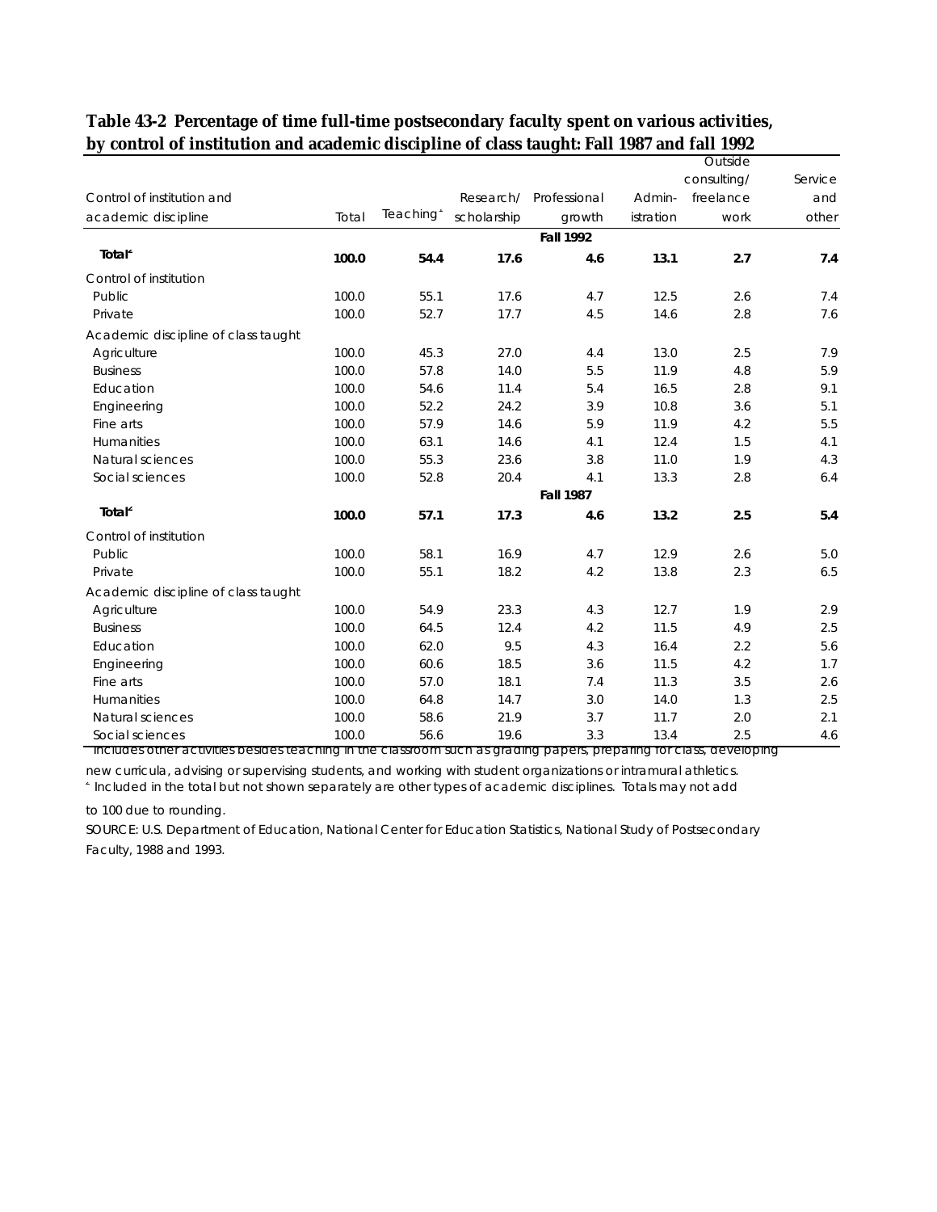**Table 43-2 Percentage of time full-time postsecondary faculty spent on various activities, by control of institution and academic discipline of class taught: Fall 1987 and fall 1992**

| Control of institution and academic discipline | Total | Teaching[1] | Research/ scholarship | Professional growth | Admin- istration | Outside consulting/ freelance work | Service and other |
|---|---|---|---|---|---|---|---|
| | | | | **Fall 1992** | | | |
| **Total[2]** | **100.0** | **54.4** | **17.6** | **4.6** | **13.1** | **2.7** | **7.4** |
| Control of institution | | | | | | | |
| Public | 100.0 | 55.1 | 17.6 | 4.7 | 12.5 | 2.6 | 7.4 |
| Private | 100.0 | 52.7 | 17.7 | 4.5 | 14.6 | 2.8 | 7.6 |
| Academic discipline of class taught | | | | | | | |
| Agriculture | 100.0 | 45.3 | 27.0 | 4.4 | 13.0 | 2.5 | 7.9 |
| Business | 100.0 | 57.8 | 14.0 | 5.5 | 11.9 | 4.8 | 5.9 |
| Education | 100.0 | 54.6 | 11.4 | 5.4 | 16.5 | 2.8 | 9.1 |
| Engineering | 100.0 | 52.2 | 24.2 | 3.9 | 10.8 | 3.6 | 5.1 |
| Fine arts | 100.0 | 57.9 | 14.6 | 5.9 | 11.9 | 4.2 | 5.5 |
| Humanities | 100.0 | 63.1 | 14.6 | 4.1 | 12.4 | 1.5 | 4.1 |
| Natural sciences | 100.0 | 55.3 | 23.6 | 3.8 | 11.0 | 1.9 | 4.3 |
| Social sciences | 100.0 | 52.8 | 20.4 | 4.1 | 13.3 | 2.8 | 6.4 |
| | | | | **Fall 1987** | | | |
| **Total[2]** | **100.0** | **57.1** | **17.3** | **4.6** | **13.2** | **2.5** | **5.4** |
| Control of institution | | | | | | | |
| Public | 100.0 | 58.1 | 16.9 | 4.7 | 12.9 | 2.6 | 5.0 |
| Private | 100.0 | 55.1 | 18.2 | 4.2 | 13.8 | 2.3 | 6.5 |
| Academic discipline of class taught | | | | | | | |
| Agriculture | 100.0 | 54.9 | 23.3 | 4.3 | 12.7 | 1.9 | 2.9 |
| Business | 100.0 | 64.5 | 12.4 | 4.2 | 11.5 | 4.9 | 2.5 |
| Education | 100.0 | 62.0 | 9.5 | 4.3 | 16.4 | 2.2 | 5.6 |
| Engineering | 100.0 | 60.6 | 18.5 | 3.6 | 11.5 | 4.2 | 1.7 |
| Fine arts | 100.0 | 57.0 | 18.1 | 7.4 | 11.3 | 3.5 | 2.6 |
| Humanities | 100.0 | 64.8 | 14.7 | 3.0 | 14.0 | 1.3 | 2.5 |
| Natural sciences | 100.0 | 58.6 | 21.9 | 3.7 | 11.7 | 2.0 | 2.1 |
| Social sciences | 100.0 | 56.6 | 19.6 | 3.3 | 13.4 | 2.5 | 4.6 |

[1] Includes other activities besides teaching in the classroom such as grading papers, preparing for class, developing new curricula, advising or supervising students, and working with student organizations or intramural athletics.

[2] Included in the total but not shown separately are other types of academic disciplines. Totals may not add to 100 due to rounding.

SOURCE: U.S. Department of Education, National Center for Education Statistics, National Study of Postsecondary Faculty, 1988 and 1993.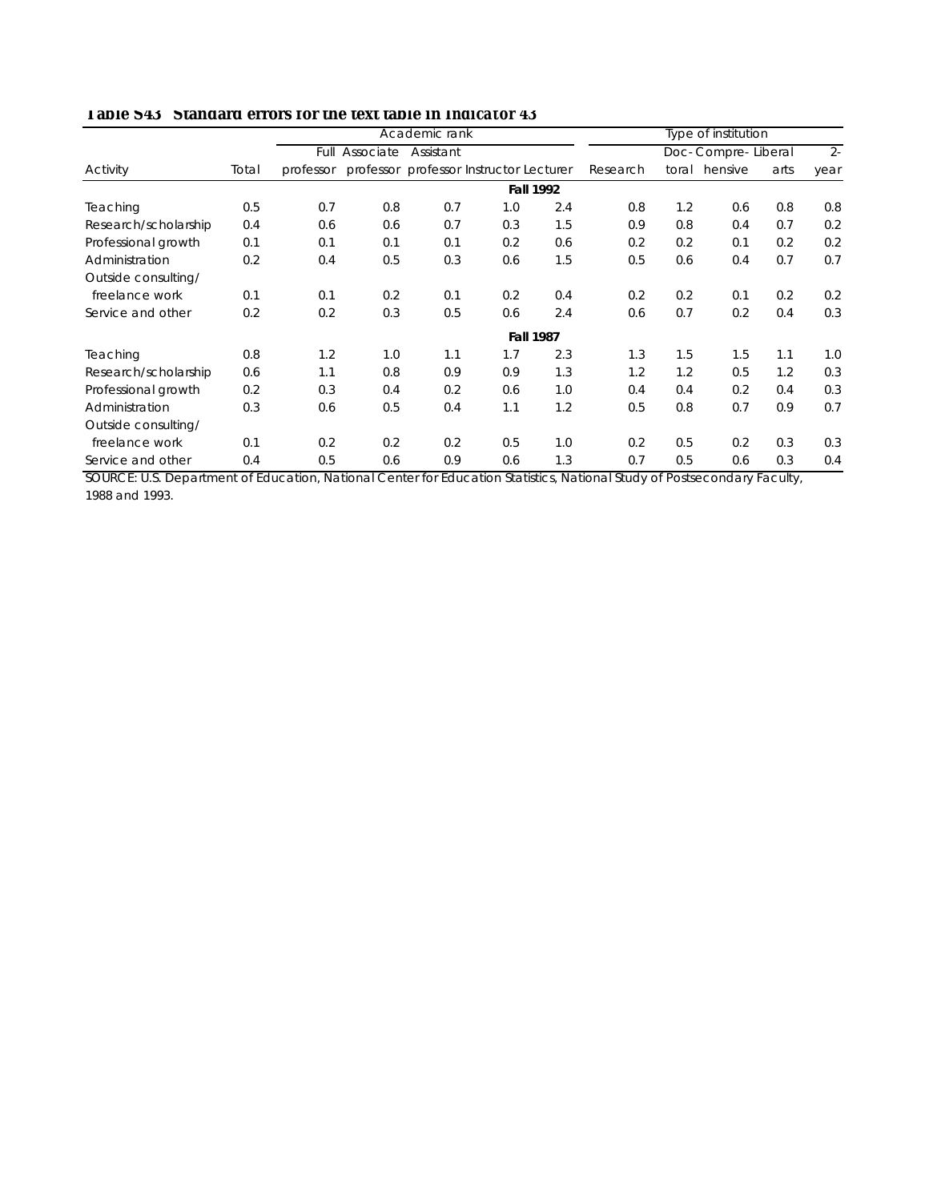**Table S43 Standard errors for the text table in indicator 43**

| | | Academic rank | | | | | Type of institution | | | | |
|---|---|---|---|---|---|---|---|---|---|---|---|
| Activity | Total | Full professor | Associate professor | Assistant professor | Instructor | Lecturer | Research | Doctoral | Comprehensive | Liberal arts | 2-year |
| | | | | | | **Fall 1992** | | | | | |
| Teaching | 0.5 | 0.7 | 0.8 | 0.7 | 1.0 | 2.4 | 0.8 | 1.2 | 0.6 | 0.8 | 0.8 |
| Research/scholarship | 0.4 | 0.6 | 0.6 | 0.7 | 0.3 | 1.5 | 0.9 | 0.8 | 0.4 | 0.7 | 0.2 |
| Professional growth | 0.1 | 0.1 | 0.1 | 0.1 | 0.2 | 0.6 | 0.2 | 0.2 | 0.1 | 0.2 | 0.2 |
| Administration | 0.2 | 0.4 | 0.5 | 0.3 | 0.6 | 1.5 | 0.5 | 0.6 | 0.4 | 0.7 | 0.7 |
| Outside consulting/ freelance work | 0.1 | 0.1 | 0.2 | 0.1 | 0.2 | 0.4 | 0.2 | 0.2 | 0.1 | 0.2 | 0.2 |
| Service and other | 0.2 | 0.2 | 0.3 | 0.5 | 0.6 | 2.4 | 0.6 | 0.7 | 0.2 | 0.4 | 0.3 |
| | | | | | | **Fall 1987** | | | | | |
| Teaching | 0.8 | 1.2 | 1.0 | 1.1 | 1.7 | 2.3 | 1.3 | 1.5 | 1.5 | 1.1 | 1.0 |
| Research/scholarship | 0.6 | 1.1 | 0.8 | 0.9 | 0.9 | 1.3 | 1.2 | 1.2 | 0.5 | 1.2 | 0.3 |
| Professional growth | 0.2 | 0.3 | 0.4 | 0.2 | 0.6 | 1.0 | 0.4 | 0.4 | 0.2 | 0.4 | 0.3 |
| Administration | 0.3 | 0.6 | 0.5 | 0.4 | 1.1 | 1.2 | 0.5 | 0.8 | 0.7 | 0.9 | 0.7 |
| Outside consulting/ freelance work | 0.1 | 0.2 | 0.2 | 0.2 | 0.5 | 1.0 | 0.2 | 0.5 | 0.2 | 0.3 | 0.3 |
| Service and other | 0.4 | 0.5 | 0.6 | 0.9 | 0.6 | 1.3 | 0.7 | 0.5 | 0.6 | 0.3 | 0.4 |

SOURCE: U.S. Department of Education, National Center for Education Statistics, National Study of Postsecondary Faculty, 1988 and 1993.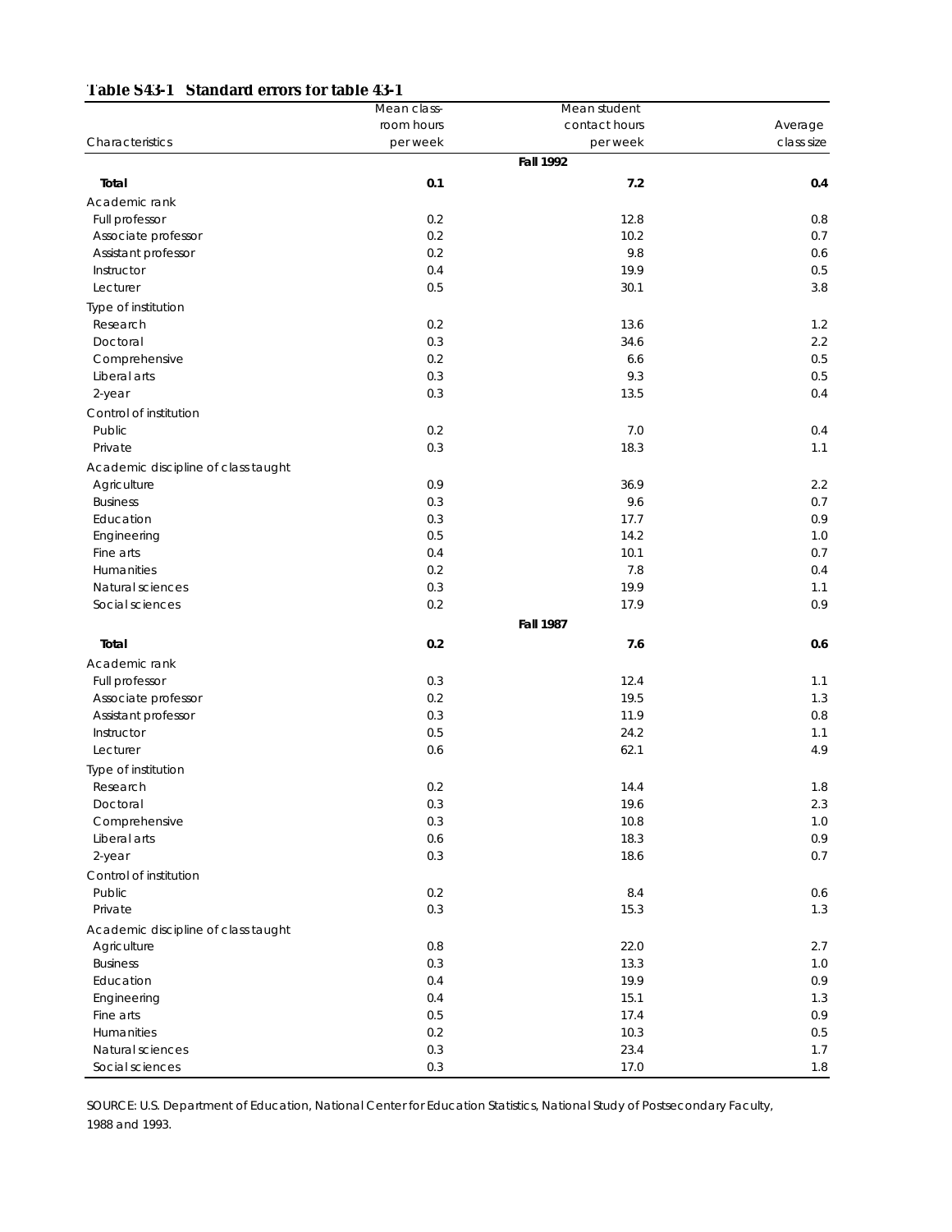**Table S43-1 Standard errors for table 43-1**

| Characteristics | Mean class-room hours per week | Mean student contact hours per week | Average class size |
|---|---|---|---|
| | **Fall 1992** | | |
| **Total** | **0.1** | **7.2** | **0.4** |
| Academic rank | | | |
| Full professor | 0.2 | 12.8 | 0.8 |
| Associate professor | 0.2 | 10.2 | 0.7 |
| Assistant professor | 0.2 | 9.8 | 0.6 |
| Instructor | 0.4 | 19.9 | 0.5 |
| Lecturer | 0.5 | 30.1 | 3.8 |
| Type of institution | | | |
| Research | 0.2 | 13.6 | 1.2 |
| Doctoral | 0.3 | 34.6 | 2.2 |
| Comprehensive | 0.2 | 6.6 | 0.5 |
| Liberal arts | 0.3 | 9.3 | 0.5 |
| 2-year | 0.3 | 13.5 | 0.4 |
| Control of institution | | | |
| Public | 0.2 | 7.0 | 0.4 |
| Private | 0.3 | 18.3 | 1.1 |
| Academic discipline of class taught | | | |
| Agriculture | 0.9 | 36.9 | 2.2 |
| Business | 0.3 | 9.6 | 0.7 |
| Education | 0.3 | 17.7 | 0.9 |
| Engineering | 0.5 | 14.2 | 1.0 |
| Fine arts | 0.4 | 10.1 | 0.7 |
| Humanities | 0.2 | 7.8 | 0.4 |
| Natural sciences | 0.3 | 19.9 | 1.1 |
| Social sciences | 0.2 | 17.9 | 0.9 |
| | **Fall 1987** | | |
| **Total** | **0.2** | **7.6** | **0.6** |
| Academic rank | | | |
| Full professor | 0.3 | 12.4 | 1.1 |
| Associate professor | 0.2 | 19.5 | 1.3 |
| Assistant professor | 0.3 | 11.9 | 0.8 |
| Instructor | 0.5 | 24.2 | 1.1 |
| Lecturer | 0.6 | 62.1 | 4.9 |
| Type of institution | | | |
| Research | 0.2 | 14.4 | 1.8 |
| Doctoral | 0.3 | 19.6 | 2.3 |
| Comprehensive | 0.3 | 10.8 | 1.0 |
| Liberal arts | 0.6 | 18.3 | 0.9 |
| 2-year | 0.3 | 18.6 | 0.7 |
| Control of institution | | | |
| Public | 0.2 | 8.4 | 0.6 |
| Private | 0.3 | 15.3 | 1.3 |
| Academic discipline of class taught | | | |
| Agriculture | 0.8 | 22.0 | 2.7 |
| Business | 0.3 | 13.3 | 1.0 |
| Education | 0.4 | 19.9 | 0.9 |
| Engineering | 0.4 | 15.1 | 1.3 |
| Fine arts | 0.5 | 17.4 | 0.9 |
| Humanities | 0.2 | 10.3 | 0.5 |
| Natural sciences | 0.3 | 23.4 | 1.7 |
| Social sciences | 0.3 | 17.0 | 1.8 |

SOURCE: U.S. Department of Education, National Center for Education Statistics, National Study of Postsecondary Faculty, 1988 and 1993.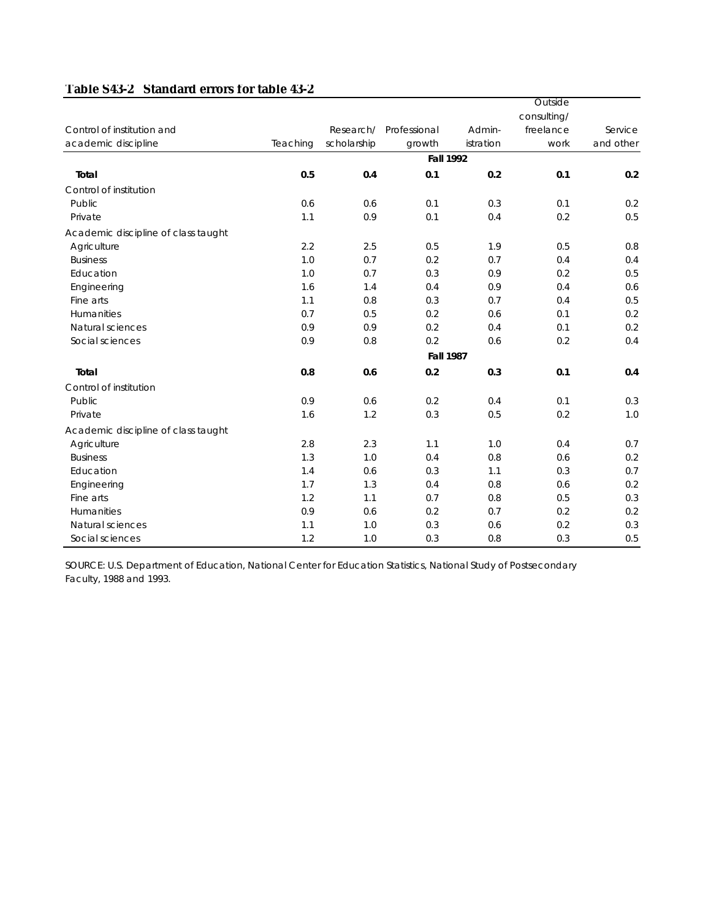## Table S43-2 Standard errors for table 43-2

| Control of institution and academic discipline | Teaching | Research/ scholarship | Professional growth | Admin- istration | Outside consulting/ freelance work | Service and other |
|---|---|---|---|---|---|---|
| | | | **Fall 1992** | | | |
| **Total** | **0.5** | **0.4** | **0.1** | **0.2** | **0.1** | **0.2** |
| Control of institution | | | | | | |
| Public | 0.6 | 0.6 | 0.1 | 0.3 | 0.1 | 0.2 |
| Private | 1.1 | 0.9 | 0.1 | 0.4 | 0.2 | 0.5 |
| Academic discipline of class taught | | | | | | |
| Agriculture | 2.2 | 2.5 | 0.5 | 1.9 | 0.5 | 0.8 |
| Business | 1.0 | 0.7 | 0.2 | 0.7 | 0.4 | 0.4 |
| Education | 1.0 | 0.7 | 0.3 | 0.9 | 0.2 | 0.5 |
| Engineering | 1.6 | 1.4 | 0.4 | 0.9 | 0.4 | 0.6 |
| Fine arts | 1.1 | 0.8 | 0.3 | 0.7 | 0.4 | 0.5 |
| Humanities | 0.7 | 0.5 | 0.2 | 0.6 | 0.1 | 0.2 |
| Natural sciences | 0.9 | 0.9 | 0.2 | 0.4 | 0.1 | 0.2 |
| Social sciences | 0.9 | 0.8 | 0.2 | 0.6 | 0.2 | 0.4 |
| | | | **Fall 1987** | | | |
| **Total** | **0.8** | **0.6** | **0.2** | **0.3** | **0.1** | **0.4** |
| Control of institution | | | | | | |
| Public | 0.9 | 0.6 | 0.2 | 0.4 | 0.1 | 0.3 |
| Private | 1.6 | 1.2 | 0.3 | 0.5 | 0.2 | 1.0 |
| Academic discipline of class taught | | | | | | |
| Agriculture | 2.8 | 2.3 | 1.1 | 1.0 | 0.4 | 0.7 |
| Business | 1.3 | 1.0 | 0.4 | 0.8 | 0.6 | 0.2 |
| Education | 1.4 | 0.6 | 0.3 | 1.1 | 0.3 | 0.7 |
| Engineering | 1.7 | 1.3 | 0.4 | 0.8 | 0.6 | 0.2 |
| Fine arts | 1.2 | 1.1 | 0.7 | 0.8 | 0.5 | 0.3 |
| Humanities | 0.9 | 0.6 | 0.2 | 0.7 | 0.2 | 0.2 |
| Natural sciences | 1.1 | 1.0 | 0.3 | 0.6 | 0.2 | 0.3 |
| Social sciences | 1.2 | 1.0 | 0.3 | 0.8 | 0.3 | 0.5 |

SOURCE: U.S. Department of Education, National Center for Education Statistics, National Study of Postsecondary Faculty, 1988 and 1993.